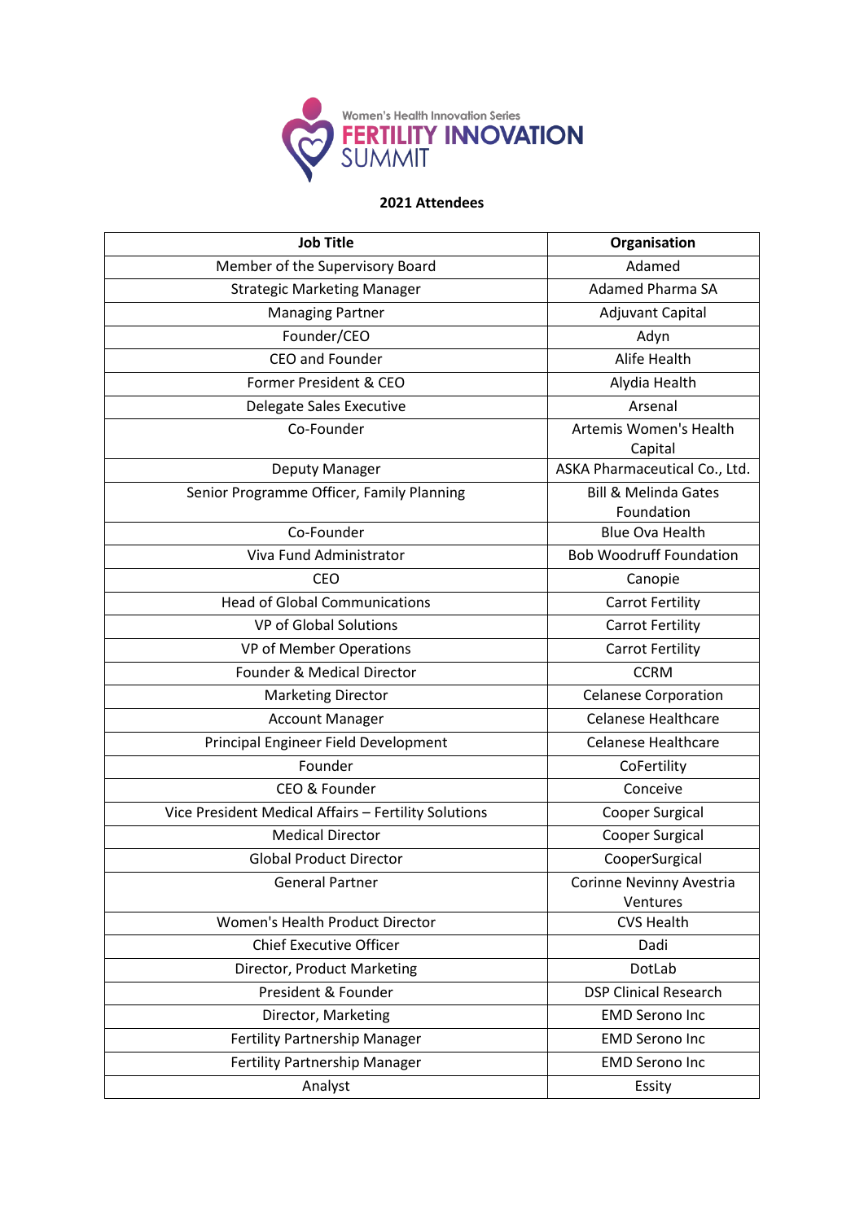Women's Health Innovation Series

# FERTILITY INNOVATION SUMMIT

**2021 Attendees**

| Job Title | Organisation |
|---|---|
| Member of the Supervisory Board | Adamed |
| Strategic Marketing Manager | Adamed Pharma SA |
| Managing Partner | Adjuvant Capital |
| Founder/CEO | Adyn |
| CEO and Founder | Alife Health |
| Former President & CEO | Alydia Health |
| Delegate Sales Executive | Arsenal |
| Co-Founder | Artemis Women's Health Capital |
| Deputy Manager | ASKA Pharmaceutical Co., Ltd. |
| Senior Programme Officer, Family Planning | Bill & Melinda Gates Foundation |
| Co-Founder | Blue Ova Health |
| Viva Fund Administrator | Bob Woodruff Foundation |
| CEO | Canopie |
| Head of Global Communications | Carrot Fertility |
| VP of Global Solutions | Carrot Fertility |
| VP of Member Operations | Carrot Fertility |
| Founder & Medical Director | CCRM |
| Marketing Director | Celanese Corporation |
| Account Manager | Celanese Healthcare |
| Principal Engineer Field Development | Celanese Healthcare |
| Founder | CoFertility |
| CEO & Founder | Conceive |
| Vice President Medical Affairs – Fertility Solutions | Cooper Surgical |
| Medical Director | Cooper Surgical |
| Global Product Director | CooperSurgical |
| General Partner | Corinne Nevinny Avestria Ventures |
| Women's Health Product Director | CVS Health |
| Chief Executive Officer | Dadi |
| Director, Product Marketing | DotLab |
| President & Founder | DSP Clinical Research |
| Director, Marketing | EMD Serono Inc |
| Fertility Partnership Manager | EMD Serono Inc |
| Fertility Partnership Manager | EMD Serono Inc |
| Analyst | Essity |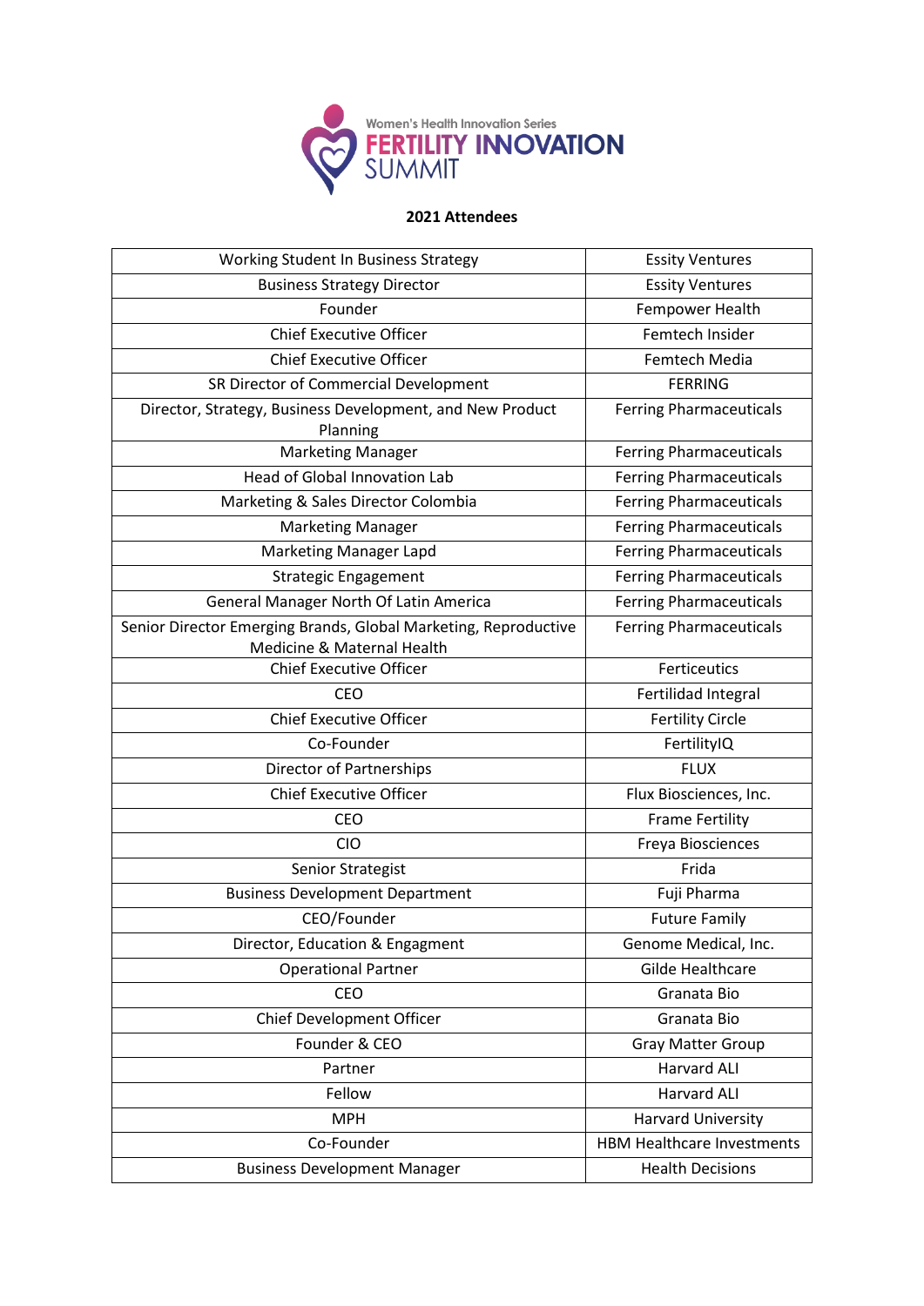Women's Health Innovation Series
FERTILITY INNOVATION SUMMIT

**2021 Attendees**

| | |
|---|---|
| Working Student In Business Strategy | Essity Ventures |
| Business Strategy Director | Essity Ventures |
| Founder | Fempower Health |
| Chief Executive Officer | Femtech Insider |
| Chief Executive Officer | Femtech Media |
| SR Director of Commercial Development | FERRING |
| Director, Strategy, Business Development, and New Product Planning | Ferring Pharmaceuticals |
| Marketing Manager | Ferring Pharmaceuticals |
| Head of Global Innovation Lab | Ferring Pharmaceuticals |
| Marketing & Sales Director Colombia | Ferring Pharmaceuticals |
| Marketing Manager | Ferring Pharmaceuticals |
| Marketing Manager Lapd | Ferring Pharmaceuticals |
| Strategic Engagement | Ferring Pharmaceuticals |
| General Manager North Of Latin America | Ferring Pharmaceuticals |
| Senior Director Emerging Brands, Global Marketing, Reproductive Medicine & Maternal Health | Ferring Pharmaceuticals |
| Chief Executive Officer | Ferticeutics |
| CEO | Fertilidad Integral |
| Chief Executive Officer | Fertility Circle |
| Co-Founder | FertilityIQ |
| Director of Partnerships | FLUX |
| Chief Executive Officer | Flux Biosciences, Inc. |
| CEO | Frame Fertility |
| CIO | Freya Biosciences |
| Senior Strategist | Frida |
| Business Development Department | Fuji Pharma |
| CEO/Founder | Future Family |
| Director, Education & Engagment | Genome Medical, Inc. |
| Operational Partner | Gilde Healthcare |
| CEO | Granata Bio |
| Chief Development Officer | Granata Bio |
| Founder & CEO | Gray Matter Group |
| Partner | Harvard ALI |
| Fellow | Harvard ALI |
| MPH | Harvard University |
| Co-Founder | HBM Healthcare Investments |
| Business Development Manager | Health Decisions |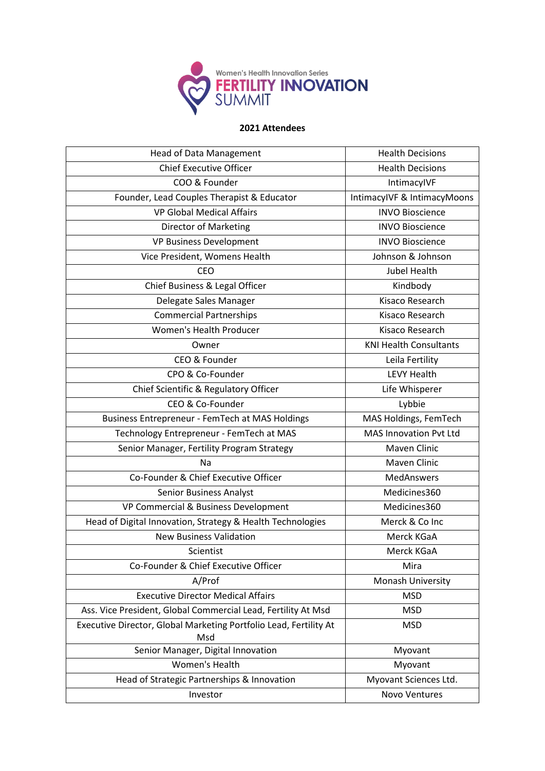Women's Health Innovation Series
FERTILITY INNOVATION SUMMIT

**2021 Attendees**

| | |
|---|---|
| Head of Data Management | Health Decisions |
| Chief Executive Officer | Health Decisions |
| COO & Founder | IntimacyIVF |
| Founder, Lead Couples Therapist & Educator | IntimacyIVF & IntimacyMoons |
| VP Global Medical Affairs | INVO Bioscience |
| Director of Marketing | INVO Bioscience |
| VP Business Development | INVO Bioscience |
| Vice President, Womens Health | Johnson & Johnson |
| CEO | Jubel Health |
| Chief Business & Legal Officer | Kindbody |
| Delegate Sales Manager | Kisaco Research |
| Commercial Partnerships | Kisaco Research |
| Women's Health Producer | Kisaco Research |
| Owner | KNI Health Consultants |
| CEO & Founder | Leila Fertility |
| CPO & Co-Founder | LEVY Health |
| Chief Scientific & Regulatory Officer | Life Whisperer |
| CEO & Co-Founder | Lybbie |
| Business Entrepreneur - FemTech at MAS Holdings | MAS Holdings, FemTech |
| Technology Entrepreneur - FemTech at MAS | MAS Innovation Pvt Ltd |
| Senior Manager, Fertility Program Strategy | Maven Clinic |
| Na | Maven Clinic |
| Co-Founder & Chief Executive Officer | MedAnswers |
| Senior Business Analyst | Medicines360 |
| VP Commercial & Business Development | Medicines360 |
| Head of Digital Innovation, Strategy & Health Technologies | Merck & Co Inc |
| New Business Validation | Merck KGaA |
| Scientist | Merck KGaA |
| Co-Founder & Chief Executive Officer | Mira |
| A/Prof | Monash University |
| Executive Director Medical Affairs | MSD |
| Ass. Vice President, Global Commercial Lead, Fertility At Msd | MSD |
| Executive Director, Global Marketing Portfolio Lead, Fertility At Msd | MSD |
| Senior Manager, Digital Innovation | Myovant |
| Women's Health | Myovant |
| Head of Strategic Partnerships & Innovation | Myovant Sciences Ltd. |
| Investor | Novo Ventures |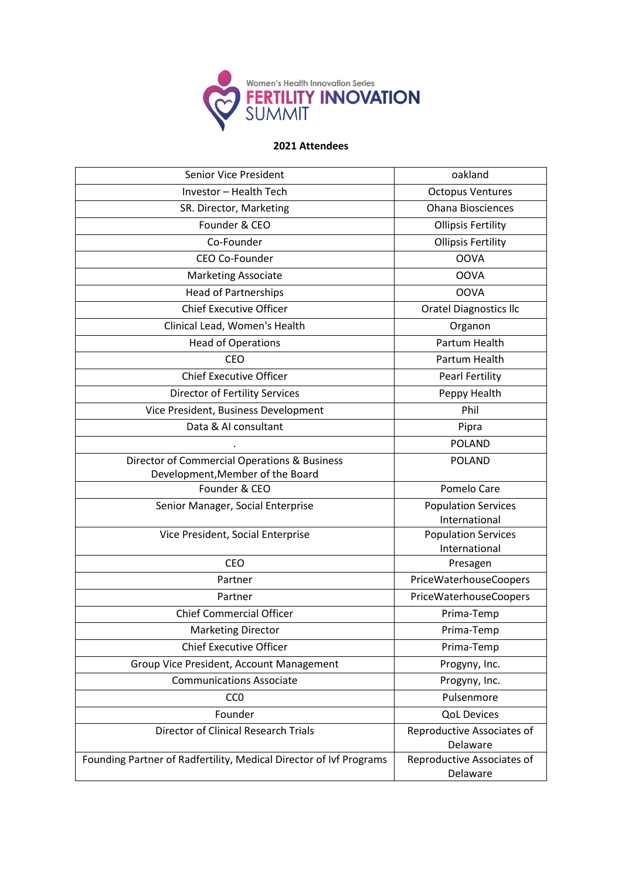**Women's Health Innovation Series**
**FERTILITY INNOVATION SUMMIT**

**2021 Attendees**

| | |
|---|---|
| Senior Vice President | oakland |
| Investor – Health Tech | Octopus Ventures |
| SR. Director, Marketing | Ohana Biosciences |
| Founder & CEO | Ollipsis Fertility |
| Co-Founder | Ollipsis Fertility |
| CEO Co-Founder | OOVA |
| Marketing Associate | OOVA |
| Head of Partnerships | OOVA |
| Chief Executive Officer | Oratel Diagnostics llc |
| Clinical Lead, Women's Health | Organon |
| Head of Operations | Partum Health |
| CEO | Partum Health |
| Chief Executive Officer | Pearl Fertility |
| Director of Fertility Services | Peppy Health |
| Vice President, Business Development | Phil |
| Data & AI consultant | Pipra |
| . | POLAND |
| Director of Commercial Operations & Business Development,Member of the Board | POLAND |
| Founder & CEO | Pomelo Care |
| Senior Manager, Social Enterprise | Population Services International |
| Vice President, Social Enterprise | Population Services International |
| CEO | Presagen |
| Partner | PriceWaterhouseCoopers |
| Partner | PriceWaterhouseCoopers |
| Chief Commercial Officer | Prima-Temp |
| Marketing Director | Prima-Temp |
| Chief Executive Officer | Prima-Temp |
| Group Vice President, Account Management | Progyny, Inc. |
| Communications Associate | Progyny, Inc. |
| CC0 | Pulsenmore |
| Founder | QoL Devices |
| Director of Clinical Research Trials | Reproductive Associates of Delaware |
| Founding Partner of Radfertility, Medical Director of Ivf Programs | Reproductive Associates of Delaware |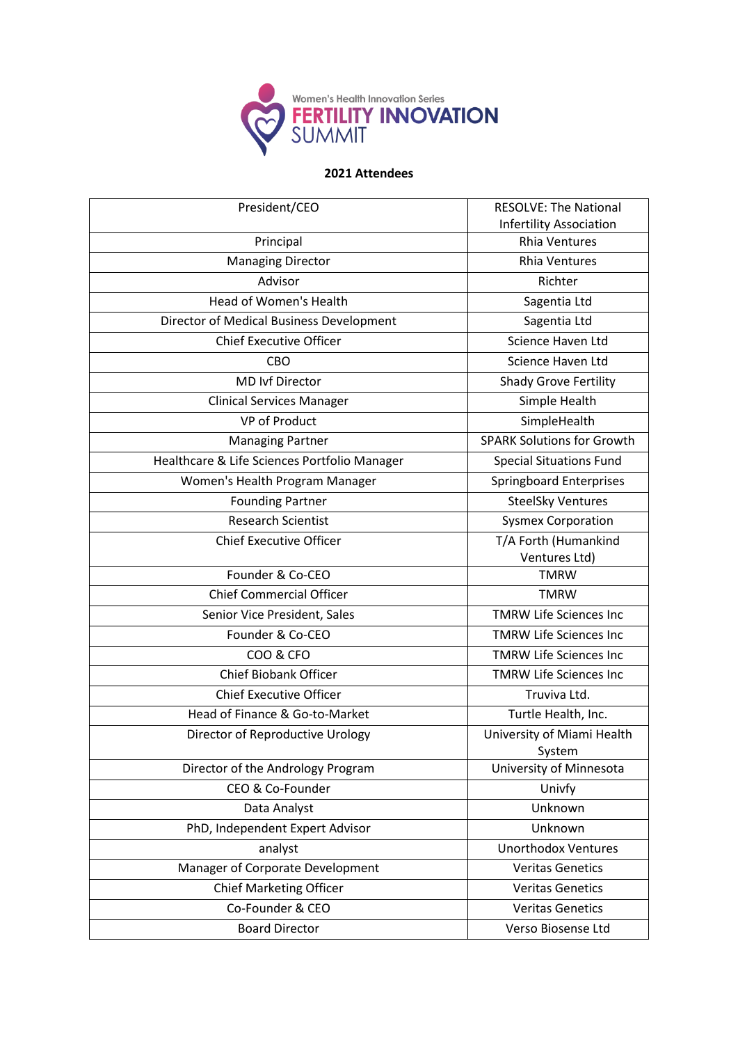Women's Health Innovation Series
FERTILITY INNOVATION SUMMIT

**2021 Attendees**

| | |
|---|---|
| President/CEO | RESOLVE: The National Infertility Association |
| Principal | Rhia Ventures |
| Managing Director | Rhia Ventures |
| Advisor | Richter |
| Head of Women's Health | Sagentia Ltd |
| Director of Medical Business Development | Sagentia Ltd |
| Chief Executive Officer | Science Haven Ltd |
| CBO | Science Haven Ltd |
| MD Ivf Director | Shady Grove Fertility |
| Clinical Services Manager | Simple Health |
| VP of Product | SimpleHealth |
| Managing Partner | SPARK Solutions for Growth |
| Healthcare & Life Sciences Portfolio Manager | Special Situations Fund |
| Women's Health Program Manager | Springboard Enterprises |
| Founding Partner | SteelSky Ventures |
| Research Scientist | Sysmex Corporation |
| Chief Executive Officer | T/A Forth (Humankind Ventures Ltd) |
| Founder & Co-CEO | TMRW |
| Chief Commercial Officer | TMRW |
| Senior Vice President, Sales | TMRW Life Sciences Inc |
| Founder & Co-CEO | TMRW Life Sciences Inc |
| COO & CFO | TMRW Life Sciences Inc |
| Chief Biobank Officer | TMRW Life Sciences Inc |
| Chief Executive Officer | Truviva Ltd. |
| Head of Finance & Go-to-Market | Turtle Health, Inc. |
| Director of Reproductive Urology | University of Miami Health System |
| Director of the Andrology Program | University of Minnesota |
| CEO & Co-Founder | Univfy |
| Data Analyst | Unknown |
| PhD, Independent Expert Advisor | Unknown |
| analyst | Unorthodox Ventures |
| Manager of Corporate Development | Veritas Genetics |
| Chief Marketing Officer | Veritas Genetics |
| Co-Founder & CEO | Veritas Genetics |
| Board Director | Verso Biosense Ltd |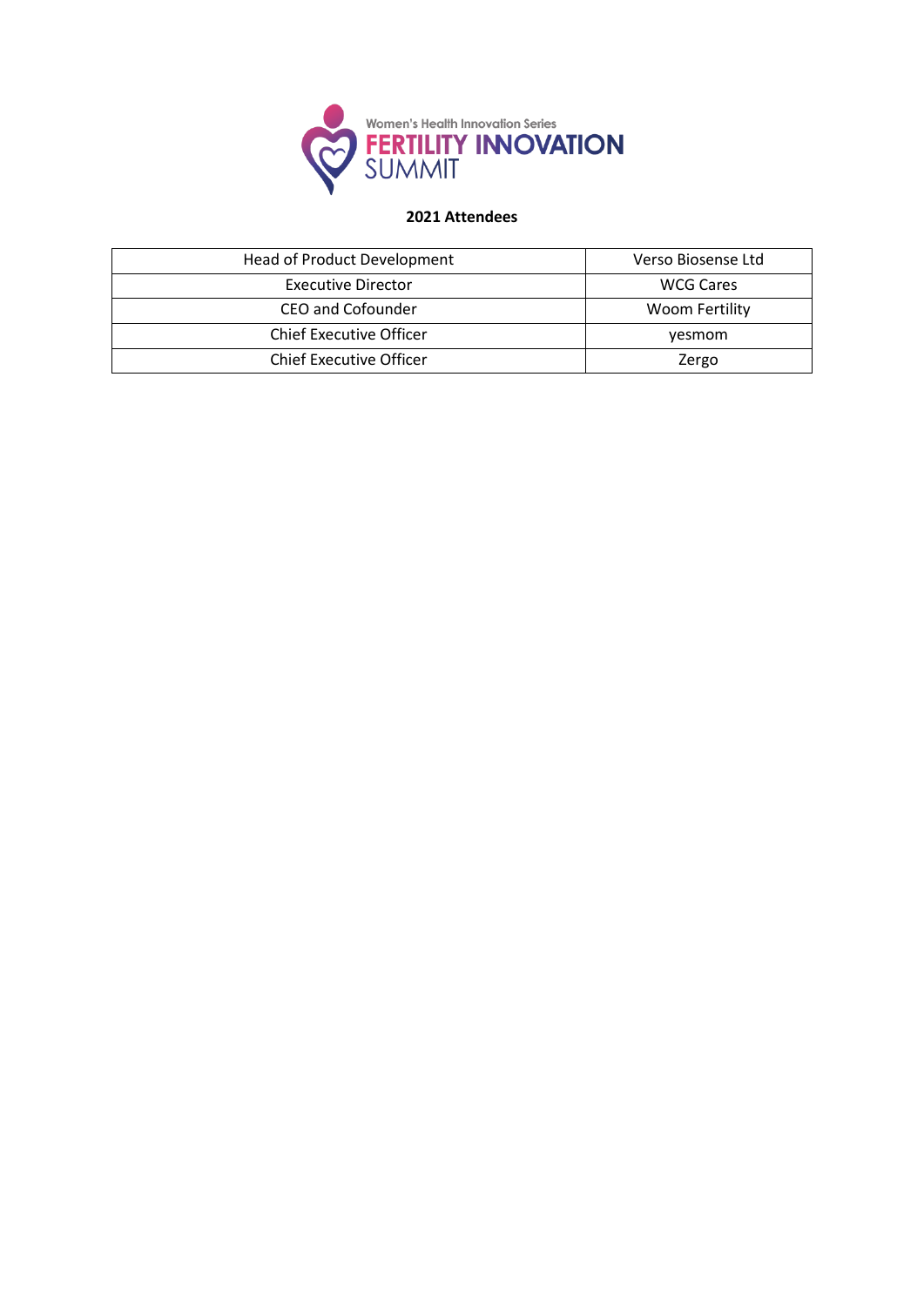Women's Health Innovation Series
FERTILITY INNOVATION SUMMIT

**2021 Attendees**

| | |
|---|---|
| Head of Product Development | Verso Biosense Ltd |
| Executive Director | WCG Cares |
| CEO and Cofounder | Woom Fertility |
| Chief Executive Officer | yesmom |
| Chief Executive Officer | Zergo |